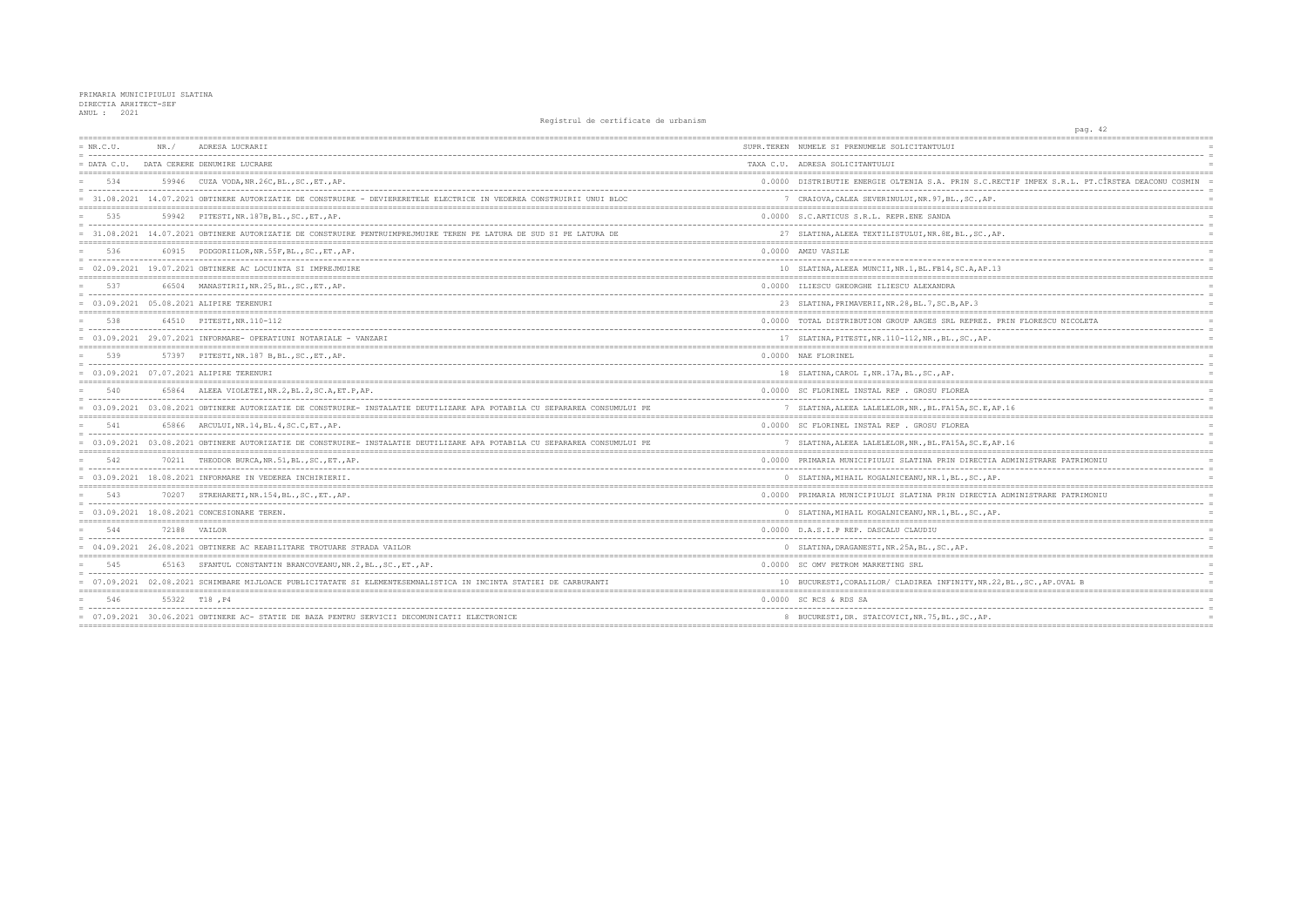PRIMARIA MUNICIPIULUI SLATINA
DIRECTIA ARHITECT-SEF
ANUL : 2021

Registrul de certificate de urbanism

| NR.C.U. / DATA C.U. | NR./ DATA CERERE | ADRESA LUCRARII / DENUMIRE LUCRARE | SUPR.TEREN / TAXA C.U. | NUMELE SI PRENUMELE SOLICITANTULUI / ADRESA SOLICITANTULUI |
|---|---|---|---|---|
| 534 | 59946 | CUZA VODA,NR.26C,BL.,SC.,ET.,AP. | 0.0000 | DISTRIBUTIE ENERGIE OLTENIA S.A. PRIN S.C.RECTIF IMPEX S.R.L. PT.CÎRSTEA DEACONU COSMIN |
| 31.08.2021 | 14.07.2021 | OBTINERE AUTORIZATIE DE CONSTRUIRE - DEVIERERETELE ELECTRICE IN VEDEREA CONSTRUIRII UNUI BLOC | 7 | CRAIOVA,CALEA SEVERINULUI,NR.97,BL.,SC.,AP. |
| 535 | 59942 | PITESTI,NR.187B,BL.,SC.,ET.,AP. | 0.0000 | S.C.ARTICUS S.R.L. REPR.ENE SANDA |
| 31.08.2021 | 14.07.2021 | OBTINERE AUTORIZATIE DE CONSTRUIRE PENTRUIMPREJMUIRE TEREN PE LATURA DE SUD SI PE LATURA DE | 27 | SLATINA,ALEEA TEXTILISTULUI,NR.8E,BL.,SC.,AP. |
| 536 | 60915 | PODGORIILOR,NR.55F,BL.,SC.,ET.,AP. | 0.0000 | AMZU VASILE |
| 02.09.2021 | 19.07.2021 | OBTINERE AC LOCUINTA SI IMPREJMUIRE | 10 | SLATINA,ALEEA MUNCII,NR.1,BL.FB14,SC.A,AP.13 |
| 537 | 66504 | MANASTIRII,NR.25,BL.,SC.,ET.,AP. | 0.0000 | ILIESCU GHEORGHE ILIESCU ALEXANDRA |
| 03.09.2021 | 05.08.2021 | ALIPIRE TERENURI | 23 | SLATINA,PRIMAVERII,NR.28,BL.7,SC.B,AP.3 |
| 538 | 64510 | PITESTI,NR.110-112 | 0.0000 | TOTAL DISTRIBUTION GROUP ARGES SRL REPREZ. PRIN FLORESCU NICOLETA |
| 03.09.2021 | 29.07.2021 | INFORMARE- OPERATIUNI NOTARIALE - VANZARI | 17 | SLATINA,PITESTI,NR.110-112,NR.,BL.,SC.,AP. |
| 539 | 57397 | PITESTI,NR.187 B,BL.,SC.,ET.,AP. | 0.0000 | NAE FLORINEL |
| 03.09.2021 | 07.07.2021 | ALIPIRE TERENURI | 18 | SLATINA,CAROL I,NR.17A,BL.,SC.,AP. |
| 540 | 65864 | ALEEA VIOLETEI,NR.2,BL.2,SC.A,ET.P,AP. | 0.0000 | SC FLORINEL INSTAL REP . GROSU FLOREA |
| 03.09.2021 | 03.08.2021 | OBTINERE AUTORIZATIE DE CONSTRUIRE- INSTALATIE DEUTILIZARE APA POTABILA CU SEPARAREA CONSUMULUI PE | 7 | SLATINA,ALEEA LALELELOR,NR.,BL.FA15A,SC.E,AP.16 |
| 541 | 65866 | ARCULUI,NR.14,BL.4,SC.C,ET.,AP. | 0.0000 | SC FLORINEL INSTAL REP . GROSU FLOREA |
| 03.09.2021 | 03.08.2021 | OBTINERE AUTORIZATIE DE CONSTRUIRE- INSTALATIE DEUTILIZARE APA POTABILA CU SEPARAREA CONSUMULUI PE | 7 | SLATINA,ALEEA LALELELOR,NR.,BL.FA15A,SC.E,AP.16 |
| 542 | 70211 | THEODOR BURCA,NR.51,BL.,SC.,ET.,AP. | 0.0000 | PRIMARIA MUNICIPIULUI SLATINA PRIN DIRECTIA ADMINISTRARE PATRIMONIU |
| 03.09.2021 | 18.08.2021 | INFORMARE IN VEDEREA INCHIRIERII. | 0 | SLATINA,MIHAIL KOGALNICEANU,NR.1,BL.,SC.,AP. |
| 543 | 70207 | STREHARETI,NR.154,BL.,SC.,ET.,AP. | 0.0000 | PRIMARIA MUNICIPIULUI SLATINA PRIN DIRECTIA ADMINISTRARE PATRIMONIU |
| 03.09.2021 | 18.08.2021 | CONCESIONARE TEREN. | 0 | SLATINA,MIHAIL KOGALNICEANU,NR.1,BL.,SC.,AP. |
| 544 | 72188 | VAILOR | 0.0000 | D.A.S.I.P REP. DASCALU CLAUDIU |
| 04.09.2021 | 26.08.2021 | OBTINERE AC REABILITARE TROTUARE STRADA VAILOR | 0 | SLATINA,DRAGANESTI,NR.25A,BL.,SC.,AP. |
| 545 | 65163 | SFANTUL CONSTANTIN BRANCOVEANU,NR.2,BL.,SC.,ET.,AP. | 0.0000 | SC OMV PETROM MARKETING SRL |
| 07.09.2021 | 02.08.2021 | SCHIMBARE MIJLOACE PUBLICITATATE SI ELEMENTESEMNALISTICA IN INCINTA STATIEI DE CARBURANTI | 10 | BUCURESTI,CORALILOR/ CLADIREA INFINITY,NR.22,BL.,SC.,AP.OVAL B |
| 546 | 55322 | T18 ,P4 | 0.0000 | SC RCS & RDS SA |
| 07.09.2021 | 30.06.2021 | OBTINERE AC- STATIE DE BAZA PENTRU SERVICII DECOMUNICATII ELECTRONICE | 8 | BUCURESTI,DR. STAICOVICI,NR.75,BL.,SC.,AP. |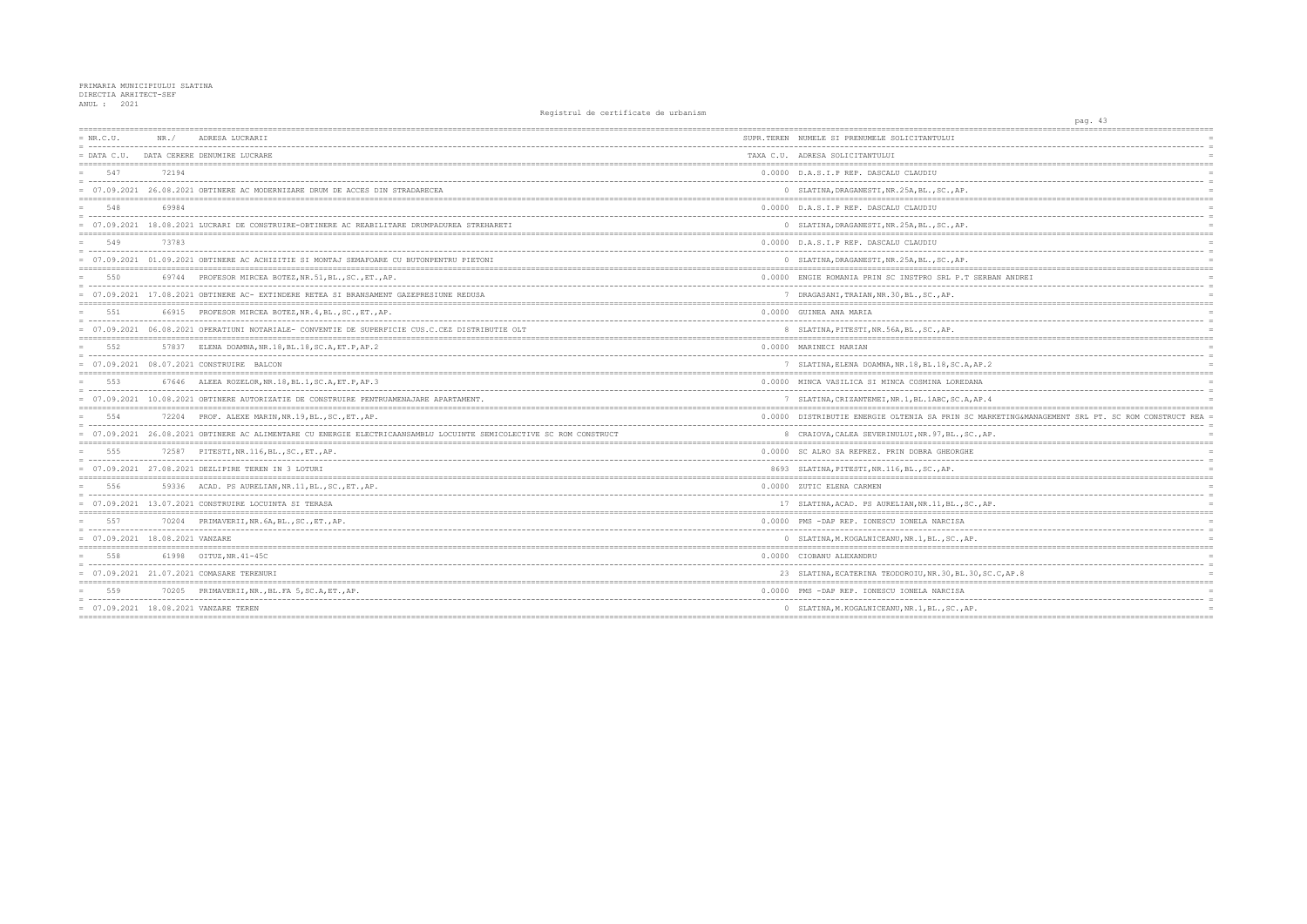PRIMARIA MUNICIPIULUI SLATINA
DIRECTIA ARHITECT-SEF
ANUL : 2021

Registrul de certificate de urbanism

| NR.C.U. | NR./ | ADRESA LUCRARII | SUPR.TEREN | NUMELE SI PRENUMELE SOLICITANTULUI |
|---|---|---|---|---|
| DATA C.U. | DATA CERERE | DENUMIRE LUCRARE | TAXA C.U. | ADRESA SOLICITANTULUI |
| 547 | 72194 | | 0.0000 | D.A.S.I.P REP. DASCALU CLAUDIU |
| 07.09.2021 | 26.08.2021 | OBTINERE AC MODERNIZARE DRUM DE ACCES DIN STRADARECEA | 0 | SLATINA,DRAGANESTI,NR.25A,BL.,SC.,AP. |
| 548 | 69984 | | 0.0000 | D.A.S.I.P REP. DASCALU CLAUDIU |
| 07.09.2021 | 18.08.2021 | LUCRARI DE CONSTRUIRE-OBTINERE AC REABILITARE DRUMPADUREA STREHARETI | 0 | SLATINA,DRAGANESTI,NR.25A,BL.,SC.,AP. |
| 549 | 73783 | | 0.0000 | D.A.S.I.P REP. DASCALU CLAUDIU |
| 07.09.2021 | 01.09.2021 | OBTINERE AC ACHIZITIE SI MONTAJ SEMAFOARE CU BUTONPENTRU PIETONI | 0 | SLATINA,DRAGANESTI,NR.25A,BL.,SC.,AP. |
| 550 | 69744 | PROFESOR MIRCEA BOTEZ,NR.51,BL.,SC.,ET.,AP. | 0.0000 | ENGIE ROMANIA PRIN SC INSTPRO SRL P.T SERBAN ANDREI |
| 07.09.2021 | 17.08.2021 | OBTINERE AC- EXTINDERE RETEA SI BRANSAMENT GAZEPRESIUNE REDUSA | 7 | DRAGASANI,TRAIAN,NR.30,BL.,SC.,AP. |
| 551 | 66915 | PROFESOR MIRCEA BOTEZ,NR.4,BL.,SC.,ET.,AP. | 0.0000 | GUINEA ANA MARIA |
| 07.09.2021 | 06.08.2021 | OPERATIUNI NOTARIALE- CONVENTIE DE SUPERFICIE CUS.C.CEZ DISTRIBUTIE OLT | 8 | SLATINA,PITESTI,NR.56A,BL.,SC.,AP. |
| 552 | 57837 | ELENA DOAMNA,NR.18,BL.18,SC.A,ET.P,AP.2 | 0.0000 | MARINECI MARIAN |
| 07.09.2021 | 08.07.2021 | CONSTRUIRE BALCON | 7 | SLATINA,ELENA DOAMNA,NR.18,BL.18,SC.A,AP.2 |
| 553 | 67646 | ALEEA ROZELOR,NR.18,BL.1,SC.A,ET.P,AP.3 | 0.0000 | MINCA VASILICA SI MINCA COSMINA LOREDANA |
| 07.09.2021 | 10.08.2021 | OBTINERE AUTORIZATIE DE CONSTRUIRE PENTRUAMENAJARE APARTAMENT. | 7 | SLATINA,CRIZANTEMEI,NR.1,BL.1ABC,SC.A,AP.4 |
| 554 | 72204 | PROF. ALEXE MARIN,NR.19,BL.,SC.,ET.,AP. | 0.0000 | DISTRIBUTIE ENERGIE OLTENIA SA PRIN SC MARKETING&MANAGEMENT SRL PT. SC ROM CONSTRUCT REA |
| 07.09.2021 | 26.08.2021 | OBTINERE AC ALIMENTARE CU ENERGIE ELECTRICAANSAMBLU LOCUINTE SEMICOLECTIVE SC ROM CONSTRUCT | 8 | CRAIOVA,CALEA SEVERINULUI,NR.97,BL.,SC.,AP. |
| 555 | 72587 | PITESTI,NR.116,BL.,SC.,ET.,AP. | 0.0000 | SC ALRO SA REPREZ. PRIN DOBRA GHEORGHE |
| 07.09.2021 | 27.08.2021 | DEZLIPIRE TEREN IN 3 LOTURI | 8693 | SLATINA,PITESTI,NR.116,BL.,SC.,AP. |
| 556 | 59336 | ACAD. PS AURELIAN,NR.11,BL.,SC.,ET.,AP. | 0.0000 | ZUTIC ELENA CARMEN |
| 07.09.2021 | 13.07.2021 | CONSTRUIRE LOCUINTA SI TERASA | 17 | SLATINA,ACAD. PS AURELIAN,NR.11,BL.,SC.,AP. |
| 557 | 70204 | PRIMAVERII,NR.6A,BL.,SC.,ET.,AP. | 0.0000 | PMS -DAP REP. IONESCU IONELA NARCISA |
| 07.09.2021 | 18.08.2021 | VANZARE | 0 | SLATINA,M.KOGALNICEANU,NR.1,BL.,SC.,AP. |
| 558 | 61998 | OITUZ,NR.41-45C | 0.0000 | CIOBANU ALEXANDRU |
| 07.09.2021 | 21.07.2021 | COMASARE TERENURI | 23 | SLATINA,ECATERINA TEODOROIU,NR.30,BL.30,SC.C,AP.8 |
| 559 | 70205 | PRIMAVERII,NR.,BL.FA 5,SC.A,ET.,AP. | 0.0000 | PMS -DAP REP. IONESCU IONELA NARCISA |
| 07.09.2021 | 18.08.2021 | VANZARE TEREN | 0 | SLATINA,M.KOGALNICEANU,NR.1,BL.,SC.,AP. |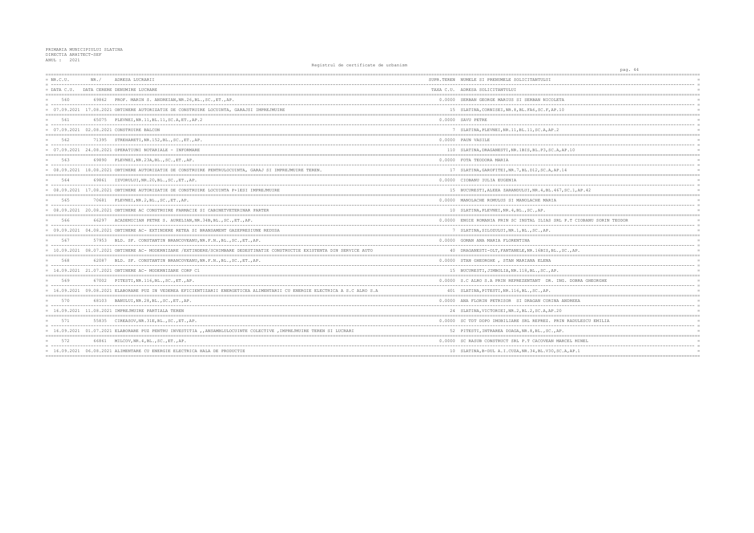PRIMARIA MUNICIPIULUI SLATINA
DIRECTIA ARHITECT-SEF
ANUL : 2021

Registrul de certificate de urbanism

| NR.C.U. / DATA C.U. | NR./ DATA CERERE | ADRESA LUCRARII / DENUMIRE LUCRARE | SUPR.TEREN / TAXA C.U. | NUMELE SI PRENUMELE SOLICITANTULUI / ADRESA SOLICITANTULUI |
|---|---|---|---|---|
| 560 | 69862 | PROF. MARIN S. ANDREIAN,NR.26,BL.,SC.,ET.,AP. | 0.0000 | SERBAN GEORGE MARIUS SI SERBAN NICOLETA |
| 07.09.2021 | 17.08.2021 | OBTINERE AUTORIZATIE DE CONSTRUIRE LOCUINTA, GARAJSI IMPREJMUIRE | 15 | SLATINA,CORNISEI,NR.8,BL.FA6,SC.F,AP.10 |
| 561 | 65075 | PLEVNEI,NR.11,BL.11,SC.A,ET.,AP.2 | 0.0000 | SAVU PETRE |
| 07.09.2021 | 02.08.2021 | CONSTRUIRE BALCON | 7 | SLATINA,PLEVNEI,NR.11,BL.11,SC.A,AP.2 |
| 562 | 71395 | STREHARETI,NR.152,BL.,SC.,ET.,AP. | 0.0000 | PAUN VASILE |
| 07.09.2021 | 24.08.2021 | OPERATIUNI NOTARIALE - INFORMARE | 110 | SLATINA,DRAGANESTI,NR.1BIS,BL.P3,SC.A,AP.10 |
| 563 | 69890 | PLEVNEI,NR.23A,BL.,SC.,ET.,AP. | 0.0000 | FOTA TEODORA MARIA |
| 08.09.2021 | 18.08.2021 | OBTINERE AUTORIZATIE DE CONSTRUIRE PENTRULOCUINTA, GARAJ SI IMPREJMUIRE TEREN. | 17 | SLATINA,GAROFITEI,NR.7,BL.D12,SC.A,AP.14 |
| 564 | 69861 | IZVORULUI,NR.20,BL.,SC.,ET.,AP. | 0.0000 | CIOBANU IULIA EUGENIA |
| 08.09.2021 | 17.08.2021 | OBTINERE AUTORIZATIE DE CONSTRUIRE LOCUINTA P+1ESI IMPREJMUIRE | 15 | BUCURESTI,ALEEA ZARANDULUI,NR.4,BL.467,SC.1,AP.42 |
| 565 | 70681 | PLEVNEI,NR.2,BL.,SC.,ET.,AP. | 0.0000 | MANOLACHE ROMULUS SI MANOLACHE MARIA |
| 08.09.2021 | 20.08.2021 | OBTINERE AC CONSTRUIRE FARMACIE SI CABINETVETERINAR PARTER | 10 | SLATINA,PLEVNEI,NR.4,BL.,SC.,AP. |
| 566 | 66297 | ACADEMICIAN PETRE S. AURELIAN,NR.34B,BL.,SC.,ET.,AP. | 0.0000 | ENGIE ROMANIA PRIN SC INSTAL ILIAS SRL P.T CIOBANU SORIN TEODOR |
| 09.09.2021 | 04.08.2021 | OBTINERE AC- EXTINDERE RETEA SI BRANSAMENT GAZEPRESIUNE REDUSA | 7 | SLATINA,SILOZULUI,NR.1,BL.,SC.,AP. |
| 567 | 57953 | BLD. SF. CONSTANTIN BRANCOVEANU,NR.F.N.,BL.,SC.,ET.,AP. | 0.0000 | GOMAN ANA MARIA FLORENTINA |
| 10.09.2021 | 08.07.2021 | OBTINERE AC- MODERNIZARE /EXTINDERE/SCHIMBARE DEDESTINATIE CONSTRUCTIE EXISTENTA DIN SERVICE AUTO | 40 | DRAGANESTI-OLT,FANTANELE,NR.16BIS,BL.,SC.,AP. |
| 568 | 62087 | BLD. SF. CONSTANTIN BRANCOVEANU,NR.F.N.,BL.,SC.,ET.,AP. | 0.0000 | STAN GHEORGHE , STAN MARIANA ELENA |
| 14.09.2021 | 21.07.2021 | OBTINERE AC- MODERNIZARE CORP C1 | 15 | BUCURESTI,JIMBOLIA,NR.118,BL.,SC.,AP. |
| 569 | 67002 | PITESTI,NR.116,BL.,SC.,ET.,AP. | 0.0000 | S.C ALRO S.A PRIN REPREZENTANT DR. ING. DOBRA GHEORGHE |
| 16.09.2021 | 09.08.2021 | ELABORARE PUZ IN VEDEREA EFICIENTIZARII ENERGETICEA ALIMENTARII CU ENERGIE ELECTRICA A S.C ALRO S.A | 401 | SLATINA,PITESTI,NR.116,BL.,SC.,AP. |
| 570 | 68103 | BANULUI,NR.28,BL.,SC.,ET.,AP. | 0.0000 | ANA FLORIN PETRISOR SI DRAGAN CORINA ANDREEA |
| 16.09.2021 | 11.08.2021 | IMPREJMUIRE PARTIALA TEREN | 24 | SLATINA,VICTORIEI,NR.2,BL.2,SC.A,AP.20 |
| 571 | 55835 | CIREASOV,NR.31E,BL.,SC.,ET.,AP. | 0.0000 | SC TDT DOPO IMOBILIARE SRL REPREZ. PRIN RADULESCU EMILIA |
| 16.09.2021 | 01.07.2021 | ELABORARE PUZ PENTRU INVESTITIA ,,ANSAMBLULOCUINTE COLECTIVE ,IMPREJMUIRE TEREN SI LUCRARI | 52 | PITESTI,INTRAREA DOAGA,NR.8,BL.,SC.,AP. |
| 572 | 66861 | MILCOV,NR.4,BL.,SC.,ET.,AP. | 0.0000 | SC RASUB CONSTRUCT SRL P.T CACOVEAN MARCEL MINEL |
| 16.09.2021 | 06.08.2021 | ALIMENTARE CU ENERGIE ELECTRICA HALA DE PRODUCTIE | 10 | SLATINA,B-DUL A.I.CUZA,NR.34,BL.V30,SC.A,AP.1 |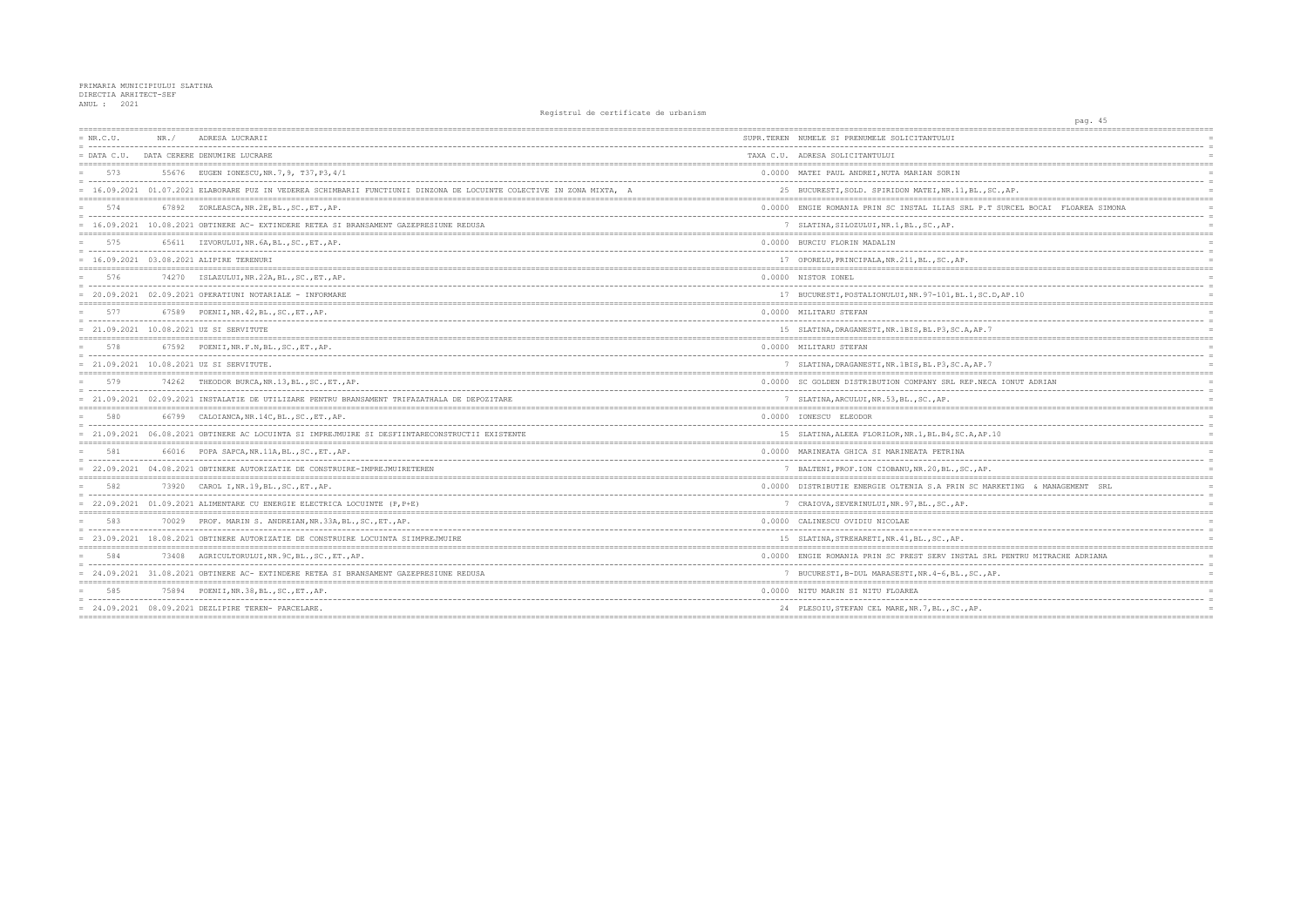PRIMARIA MUNICIPIULUI SLATINA
DIRECTIA ARHITECT-SEF
ANUL : 2021

Registrul de certificate de urbanism

| NR.C.U. / DATA C.U. | NR./ DATA CERERE | ADRESA LUCRARII / DENUMIRE LUCRARE | SUPR.TEREN / TAXA C.U. | NUMELE SI PRENUMELE SOLICITANTULUI / ADRESA SOLICITANTULUI |
|---|---|---|---|---|
| 573 | 55676 | EUGEN IONESCU,NR.7,9, T37,P3,4/1 | 0.0000 | MATEI PAUL ANDREI,NUTA MARIAN SORIN |
| 16.09.2021 | 01.07.2021 | ELABORARE PUZ IN VEDEREA SCHIMBARII FUNCTIUNII DINZONA DE LOCUINTE COLECTIVE IN ZONA MIXTA, A | 25 | BUCURESTI,SOLD. SPIRIDON MATEI,NR.11,BL.,SC.,AP. |
| 574 | 67892 | ZORLEASCA,NR.2E,BL.,SC.,ET.,AP. | 0.0000 | ENGIE ROMANIA PRIN SC INSTAL ILIAS SRL F.T SURCEL BOCAI FLOAREA SIMONA |
| 16.09.2021 | 10.08.2021 | OBTINERE AC- EXTINDERE RETEA SI BRANSAMENT GAZEPRESIUNE REDUSA | 7 | SLATINA,SILOZULUI,NR.1,BL.,SC.,AP. |
| 575 | 65611 | IZVORULUI,NR.6A,BL.,SC.,ET.,AP. | 0.0000 | BURCIU FLORIN MADALIN |
| 16.09.2021 | 03.08.2021 | ALIPIRE TERENURI | 17 | OPORELU,PRINCIPALA,NR.211,BL.,SC.,AP. |
| 576 | 74270 | ISLAZULUI,NR.22A,BL.,SC.,ET.,AP. | 0.0000 | NISTOR IONEL |
| 20.09.2021 | 02.09.2021 | OPERATIUNI NOTARIALE - INFORMARE | 17 | BUCURESTI,POSTALIONULUI,NR.97-101,BL.1,SC.D,AP.10 |
| 577 | 67589 | POENII,NR.42,BL.,SC.,ET.,AP. | 0.0000 | MILITARU STEFAN |
| 21.09.2021 | 10.08.2021 | UZ SI SERVITUTE | 15 | SLATINA,DRAGANESTI,NR.1BIS,BL.P3,SC.A,AP.7 |
| 578 | 67592 | POENII,NR.F.N,BL.,SC.,ET.,AP. | 0.0000 | MILITARU STEFAN |
| 21.09.2021 | 10.08.2021 | UZ SI SERVITUTE. | 7 | SLATINA,DRAGANESTI,NR.1BIS,BL.P3,SC.A,AP.7 |
| 579 | 74262 | THEODOR BURCA,NR.13,BL.,SC.,ET.,AP. | 0.0000 | SC GOLDEN DISTRIBUTION COMPANY SRL REP.NECA IONUT ADRIAN |
| 21.09.2021 | 02.09.2021 | INSTALATIE DE UTILIZARE PENTRU BRANSAMENT TRIFAZATHALA DE DEPOZITARE | 7 | SLATINA,ARCULUI,NR.53,BL.,SC.,AP. |
| 580 | 66799 | CALOIANCA,NR.14C,BL.,SC.,ET.,AP. | 0.0000 | IONESCU ELEODOR |
| 21.09.2021 | 06.08.2021 | OBTINERE AC LOCUINTA SI IMPREJMUIRE SI DESFIINTARECONSTRUCTII EXISTENTE | 15 | SLATINA,ALEEA FLORILOR,NR.1,BL.B4,SC.A,AP.10 |
| 581 | 66016 | POPA SAPCA,NR.11A,BL.,SC.,ET.,AP. | 0.0000 | MARINEATA GHICA SI MARINEATA PETRINA |
| 22.09.2021 | 04.08.2021 | OBTINERE AUTORIZATIE DE CONSTRUIRE-IMPREJMUIRETEREN | 7 | BALTENI,PROF.ION CIOBANU,NR.20,BL.,SC.,AP. |
| 582 | 73920 | CAROL I,NR.19,BL.,SC.,ET.,AP. | 0.0000 | DISTRIBUTIE ENERGIE OLTENIA S.A PRIN SC MARKETING & MANAGEMENT SRL |
| 22.09.2021 | 01.09.2021 | ALIMENTARE CU ENERGIE ELECTRICA LOCUINTE (P,P+E) | 7 | CRAIOVA,SEVERINULUI,NR.97,BL.,SC.,AP. |
| 583 | 70029 | PROF. MARIN S. ANDREIAN,NR.33A,BL.,SC.,ET.,AP. | 0.0000 | CALINESCU OVIDIU NICOLAE |
| 23.09.2021 | 18.08.2021 | OBTINERE AUTORIZATIE DE CONSTRUIRE LOCUINTA SIIMPREJMUIRE | 15 | SLATINA,STREHARETI,NR.41,BL.,SC.,AP. |
| 584 | 73408 | AGRICULTORULUI,NR.9C,BL.,SC.,ET.,AP. | 0.0000 | ENGIE ROMANIA PRIN SC PREST SERV INSTAL SRL PENTRU MITRACHE ADRIANA |
| 24.09.2021 | 31.08.2021 | OBTINERE AC- EXTINDERE RETEA SI BRANSAMENT GAZEPRESIUNE REDUSA | 7 | BUCURESTI,B-DUL MARASESTI,NR.4-6,BL.,SC.,AP. |
| 585 | 75894 | POENII,NR.38,BL.,SC.,ET.,AP. | 0.0000 | NITU MARIN SI NITU FLOAREA |
| 24.09.2021 | 08.09.2021 | DEZLIPIRE TEREN- PARCELARE. | 24 | PLESOIU,STEFAN CEL MARE,NR.7,BL.,SC.,AP. |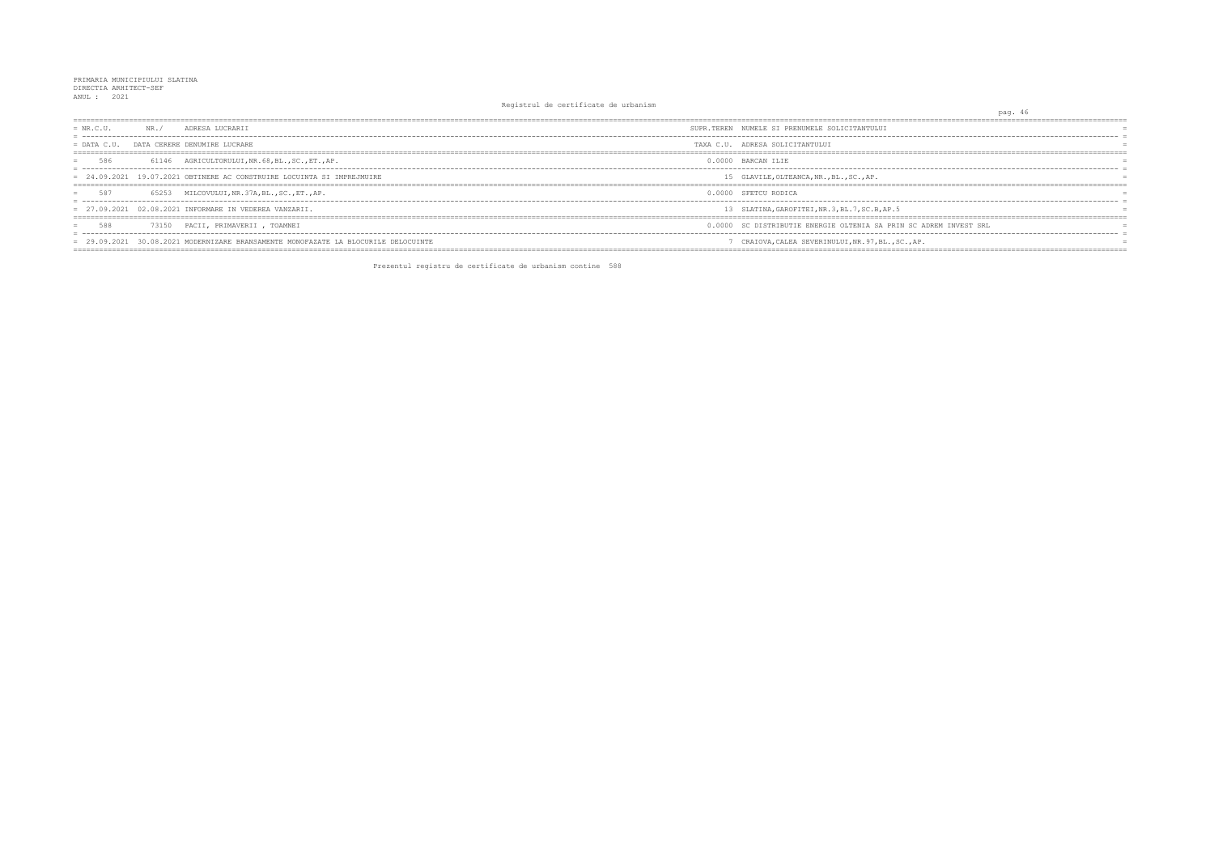PRIMARIA MUNICIPIULUI SLATINA
DIRECTIA ARHITECT-SEF
ANUL : 2021

Registrul de certificate de urbanism

| NR.C.U. / DATA C.U. | NR. / DATA CERERE | ADRESA LUCRARII / DENUMIRE LUCRARE | SUPR.TEREN / TAXA C.U. | NUMELE SI PRENUMELE SOLICITANTULUI / ADRESA SOLICITANTULUI |
|---|---|---|---|---|
| 586 | 61146 | AGRICULTORULUI,NR.68,BL.,SC.,ET.,AP. | 0.0000 | BARCAN ILIE |
| 24.09.2021 | 19.07.2021 | OBTINERE AC CONSTRUIRE LOCUINTA SI IMPREJMUIRE | 15 | GLAVILE,OLTEANCA,NR.,BL.,SC.,AP. |
| 587 | 65253 | MILCOVULUI,NR.37A,BL.,SC.,ET.,AP. | 0.0000 | SFETCU RODICA |
| 27.09.2021 | 02.08.2021 | INFORMARE IN VEDEREA VANZARII. | 13 | SLATINA,GAROFITEI,NR.3,BL.7,SC.B,AP.5 |
| 588 | 73150 | PACII, PRIMAVERII , TOAMNEI | 0.0000 | SC DISTRIBUTIE ENERGIE OLTENIA SA PRIN SC ADREM INVEST SRL |
| 29.09.2021 | 30.08.2021 | MODERNIZARE BRANSAMENTE MONOFAZATE LA BLOCURILE DELOCUINTE | 7 | CRAIOVA,CALEA SEVERINULUI,NR.97,BL.,SC.,AP. |

Prezentul registru de certificate de urbanism contine 588